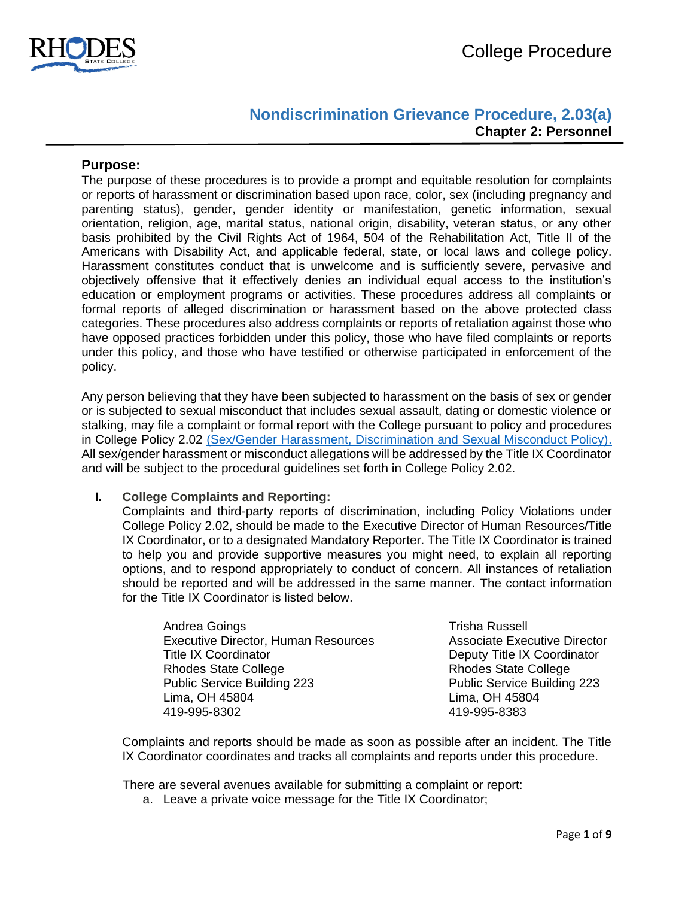# Nondiscrimination Grievance Procedure, 2.03(a)

**Chapter 2: Personnel**

## Purpose:

The purpose of these procedures is to provide a prompt and equitable resolution for complaints or reports of harassment or discrimination based upon race, color, sex (including pregnancy and parenting status), gender, gender identity or manifestation, genetic information, sexual orientation, religion, age, marital status, national origin, disability, veteran status, or any other basis prohibited by the Civil Rights Act of 1964, 504 of the Rehabilitation Act, Title II of the Americans with Disability Act, and applicable federal, state, or local laws and college policy. Harassment constitutes conduct that is unwelcome and is sufficiently severe, pervasive and objectively offensive that it effectively denies an individual equal access to the institution's education or employment programs or activities. These procedures address all complaints or formal reports of alleged discrimination or harassment based on the above protected class categories. These procedures also address complaints or reports of retaliation against those who have opposed practices forbidden under this policy, those who have filed complaints or reports under this policy, and those who have testified or otherwise participated in enforcement of the policy.

Any person believing that they have been subjected to harassment on the basis of sex or gender or is subjected to sexual misconduct that includes sexual assault, dating or domestic violence or stalking, may file a complaint or formal report with the College pursuant to policy and procedures in College Policy 2.02 (Sex/Gender Harassment, Discrimination and Sexual Misconduct Policy). All sex/gender harassment or misconduct allegations will be addressed by the Title IX Coordinator and will be subject to the procedural guidelines set forth in College Policy 2.02.

### I. College Complaints and Reporting:

Complaints and third-party reports of discrimination, including Policy Violations under College Policy 2.02, should be made to the Executive Director of Human Resources/Title IX Coordinator, or to a designated Mandatory Reporter. The Title IX Coordinator is trained to help you and provide supportive measures you might need, to explain all reporting options, and to respond appropriately to conduct of concern. All instances of retaliation should be reported and will be addressed in the same manner. The contact information for the Title IX Coordinator is listed below.

Andrea Goings
Executive Director, Human Resources
Title IX Coordinator
Rhodes State College
Public Service Building 223
Lima, OH 45804
419-995-8302

Trisha Russell
Associate Executive Director
Deputy Title IX Coordinator
Rhodes State College
Public Service Building 223
Lima, OH 45804
419-995-8383

Complaints and reports should be made as soon as possible after an incident. The Title IX Coordinator coordinates and tracks all complaints and reports under this procedure.

There are several avenues available for submitting a complaint or report:

a. Leave a private voice message for the Title IX Coordinator;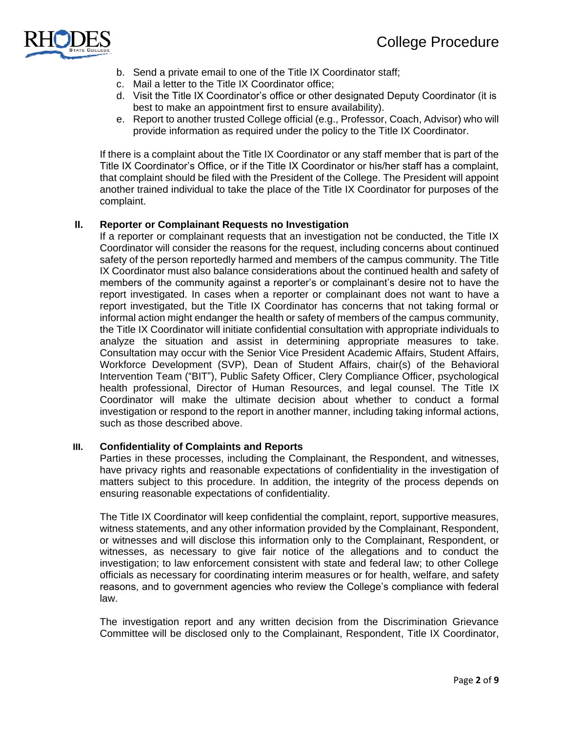b. Send a private email to one of the Title IX Coordinator staff;
c. Mail a letter to the Title IX Coordinator office;
d. Visit the Title IX Coordinator's office or other designated Deputy Coordinator (it is best to make an appointment first to ensure availability).
e. Report to another trusted College official (e.g., Professor, Coach, Advisor) who will provide information as required under the policy to the Title IX Coordinator.

If there is a complaint about the Title IX Coordinator or any staff member that is part of the Title IX Coordinator's Office, or if the Title IX Coordinator or his/her staff has a complaint, that complaint should be filed with the President of the College. The President will appoint another trained individual to take the place of the Title IX Coordinator for purposes of the complaint.

## II. Reporter or Complainant Requests no Investigation

If a reporter or complainant requests that an investigation not be conducted, the Title IX Coordinator will consider the reasons for the request, including concerns about continued safety of the person reportedly harmed and members of the campus community. The Title IX Coordinator must also balance considerations about the continued health and safety of members of the community against a reporter's or complainant's desire not to have the report investigated. In cases when a reporter or complainant does not want to have a report investigated, but the Title IX Coordinator has concerns that not taking formal or informal action might endanger the health or safety of members of the campus community, the Title IX Coordinator will initiate confidential consultation with appropriate individuals to analyze the situation and assist in determining appropriate measures to take. Consultation may occur with the Senior Vice President Academic Affairs, Student Affairs, Workforce Development (SVP), Dean of Student Affairs, chair(s) of the Behavioral Intervention Team ("BIT"), Public Safety Officer, Clery Compliance Officer, psychological health professional, Director of Human Resources, and legal counsel. The Title IX Coordinator will make the ultimate decision about whether to conduct a formal investigation or respond to the report in another manner, including taking informal actions, such as those described above.

## III. Confidentiality of Complaints and Reports

Parties in these processes, including the Complainant, the Respondent, and witnesses, have privacy rights and reasonable expectations of confidentiality in the investigation of matters subject to this procedure. In addition, the integrity of the process depends on ensuring reasonable expectations of confidentiality.

The Title IX Coordinator will keep confidential the complaint, report, supportive measures, witness statements, and any other information provided by the Complainant, Respondent, or witnesses and will disclose this information only to the Complainant, Respondent, or witnesses, as necessary to give fair notice of the allegations and to conduct the investigation; to law enforcement consistent with state and federal law; to other College officials as necessary for coordinating interim measures or for health, welfare, and safety reasons, and to government agencies who review the College's compliance with federal law.

The investigation report and any written decision from the Discrimination Grievance Committee will be disclosed only to the Complainant, Respondent, Title IX Coordinator,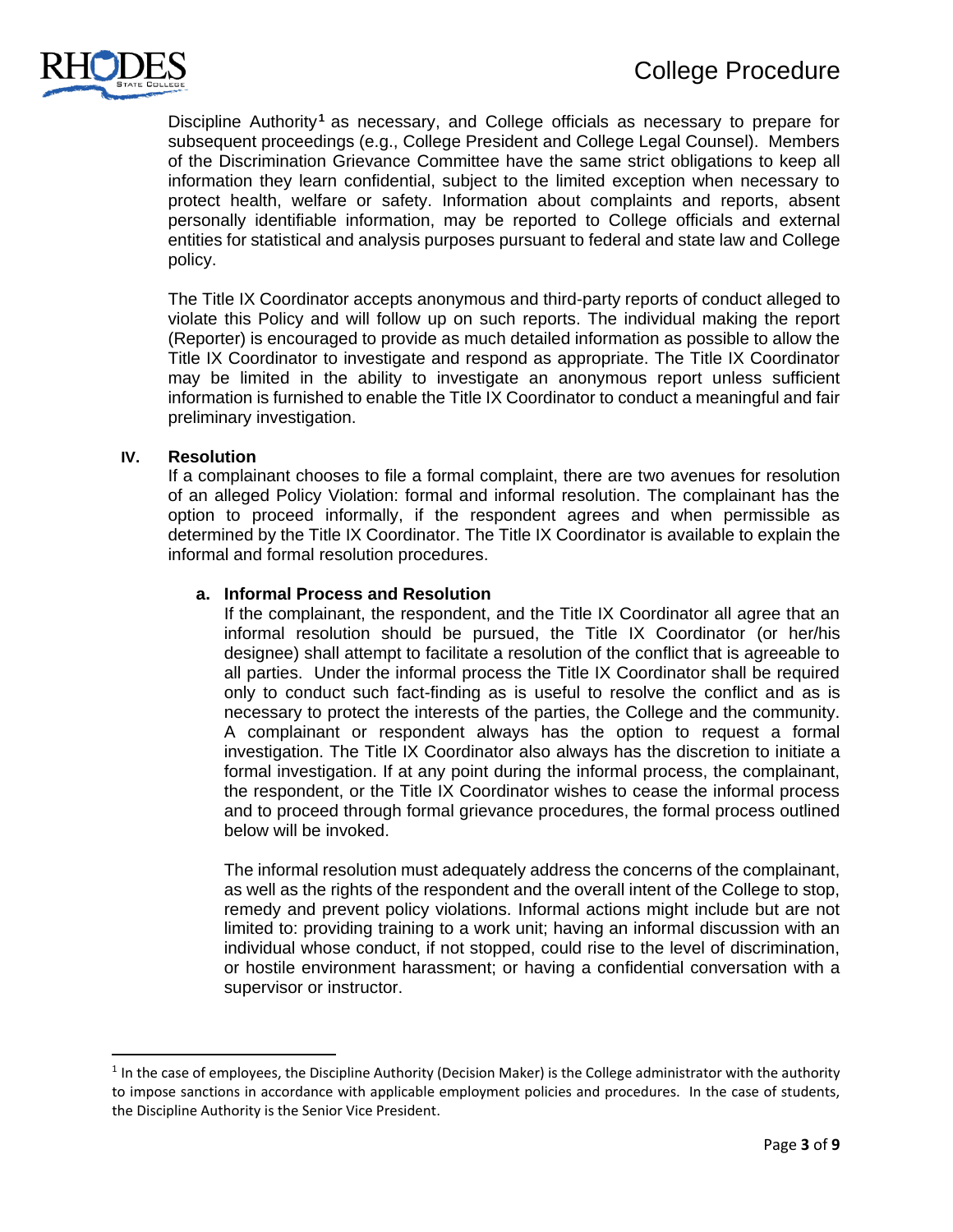Discipline Authority[1] as necessary, and College officials as necessary to prepare for subsequent proceedings (e.g., College President and College Legal Counsel). Members of the Discrimination Grievance Committee have the same strict obligations to keep all information they learn confidential, subject to the limited exception when necessary to protect health, welfare or safety. Information about complaints and reports, absent personally identifiable information, may be reported to College officials and external entities for statistical and analysis purposes pursuant to federal and state law and College policy.

The Title IX Coordinator accepts anonymous and third-party reports of conduct alleged to violate this Policy and will follow up on such reports. The individual making the report (Reporter) is encouraged to provide as much detailed information as possible to allow the Title IX Coordinator to investigate and respond as appropriate. The Title IX Coordinator may be limited in the ability to investigate an anonymous report unless sufficient information is furnished to enable the Title IX Coordinator to conduct a meaningful and fair preliminary investigation.

## IV. Resolution

If a complainant chooses to file a formal complaint, there are two avenues for resolution of an alleged Policy Violation: formal and informal resolution. The complainant has the option to proceed informally, if the respondent agrees and when permissible as determined by the Title IX Coordinator. The Title IX Coordinator is available to explain the informal and formal resolution procedures.

### a. Informal Process and Resolution

If the complainant, the respondent, and the Title IX Coordinator all agree that an informal resolution should be pursued, the Title IX Coordinator (or her/his designee) shall attempt to facilitate a resolution of the conflict that is agreeable to all parties. Under the informal process the Title IX Coordinator shall be required only to conduct such fact-finding as is useful to resolve the conflict and as is necessary to protect the interests of the parties, the College and the community. A complainant or respondent always has the option to request a formal investigation. The Title IX Coordinator also always has the discretion to initiate a formal investigation. If at any point during the informal process, the complainant, the respondent, or the Title IX Coordinator wishes to cease the informal process and to proceed through formal grievance procedures, the formal process outlined below will be invoked.

The informal resolution must adequately address the concerns of the complainant, as well as the rights of the respondent and the overall intent of the College to stop, remedy and prevent policy violations. Informal actions might include but are not limited to: providing training to a work unit; having an informal discussion with an individual whose conduct, if not stopped, could rise to the level of discrimination, or hostile environment harassment; or having a confidential conversation with a supervisor or instructor.

---

[1] In the case of employees, the Discipline Authority (Decision Maker) is the College administrator with the authority to impose sanctions in accordance with applicable employment policies and procedures. In the case of students, the Discipline Authority is the Senior Vice President.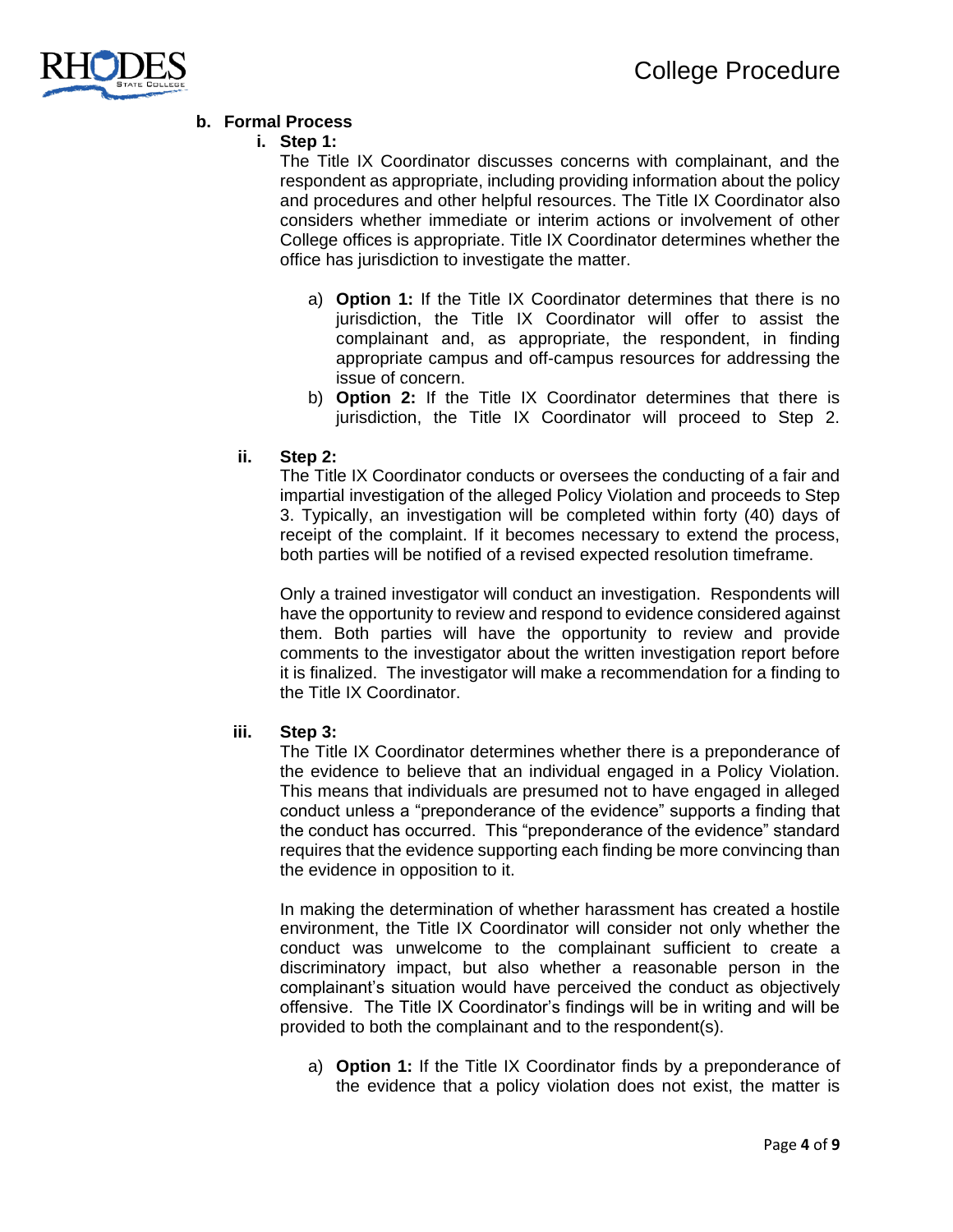**b. Formal Process**

**i. Step 1:**

The Title IX Coordinator discusses concerns with complainant, and the respondent as appropriate, including providing information about the policy and procedures and other helpful resources. The Title IX Coordinator also considers whether immediate or interim actions or involvement of other College offices is appropriate. Title IX Coordinator determines whether the office has jurisdiction to investigate the matter.

a) **Option 1:** If the Title IX Coordinator determines that there is no jurisdiction, the Title IX Coordinator will offer to assist the complainant and, as appropriate, the respondent, in finding appropriate campus and off-campus resources for addressing the issue of concern.

b) **Option 2:** If the Title IX Coordinator determines that there is jurisdiction, the Title IX Coordinator will proceed to Step 2.

**ii. Step 2:**

The Title IX Coordinator conducts or oversees the conducting of a fair and impartial investigation of the alleged Policy Violation and proceeds to Step 3. Typically, an investigation will be completed within forty (40) days of receipt of the complaint. If it becomes necessary to extend the process, both parties will be notified of a revised expected resolution timeframe.

Only a trained investigator will conduct an investigation. Respondents will have the opportunity to review and respond to evidence considered against them. Both parties will have the opportunity to review and provide comments to the investigator about the written investigation report before it is finalized. The investigator will make a recommendation for a finding to the Title IX Coordinator.

**iii. Step 3:**

The Title IX Coordinator determines whether there is a preponderance of the evidence to believe that an individual engaged in a Policy Violation. This means that individuals are presumed not to have engaged in alleged conduct unless a "preponderance of the evidence" supports a finding that the conduct has occurred. This "preponderance of the evidence" standard requires that the evidence supporting each finding be more convincing than the evidence in opposition to it.

In making the determination of whether harassment has created a hostile environment, the Title IX Coordinator will consider not only whether the conduct was unwelcome to the complainant sufficient to create a discriminatory impact, but also whether a reasonable person in the complainant's situation would have perceived the conduct as objectively offensive. The Title IX Coordinator's findings will be in writing and will be provided to both the complainant and to the respondent(s).

a) **Option 1:** If the Title IX Coordinator finds by a preponderance of the evidence that a policy violation does not exist, the matter is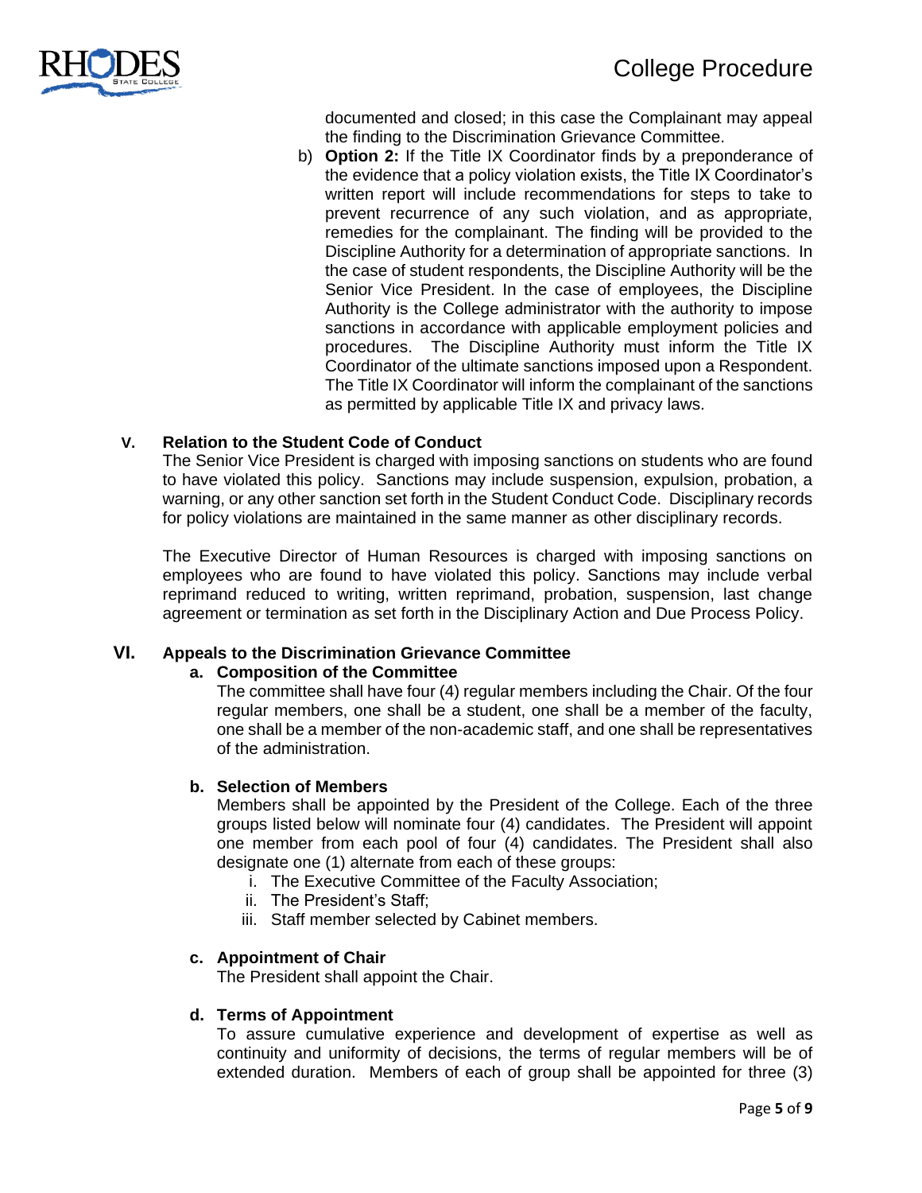documented and closed; in this case the Complainant may appeal the finding to the Discrimination Grievance Committee.

b) **Option 2:** If the Title IX Coordinator finds by a preponderance of the evidence that a policy violation exists, the Title IX Coordinator's written report will include recommendations for steps to take to prevent recurrence of any such violation, and as appropriate, remedies for the complainant. The finding will be provided to the Discipline Authority for a determination of appropriate sanctions. In the case of student respondents, the Discipline Authority will be the Senior Vice President. In the case of employees, the Discipline Authority is the College administrator with the authority to impose sanctions in accordance with applicable employment policies and procedures. The Discipline Authority must inform the Title IX Coordinator of the ultimate sanctions imposed upon a Respondent. The Title IX Coordinator will inform the complainant of the sanctions as permitted by applicable Title IX and privacy laws.

## V. Relation to the Student Code of Conduct

The Senior Vice President is charged with imposing sanctions on students who are found to have violated this policy. Sanctions may include suspension, expulsion, probation, a warning, or any other sanction set forth in the Student Conduct Code. Disciplinary records for policy violations are maintained in the same manner as other disciplinary records.

The Executive Director of Human Resources is charged with imposing sanctions on employees who are found to have violated this policy. Sanctions may include verbal reprimand reduced to writing, written reprimand, probation, suspension, last change agreement or termination as set forth in the Disciplinary Action and Due Process Policy.

## VI. Appeals to the Discrimination Grievance Committee

### a. Composition of the Committee

The committee shall have four (4) regular members including the Chair. Of the four regular members, one shall be a student, one shall be a member of the faculty, one shall be a member of the non-academic staff, and one shall be representatives of the administration.

### b. Selection of Members

Members shall be appointed by the President of the College. Each of the three groups listed below will nominate four (4) candidates. The President will appoint one member from each pool of four (4) candidates. The President shall also designate one (1) alternate from each of these groups:

i. The Executive Committee of the Faculty Association;
ii. The President's Staff;
iii. Staff member selected by Cabinet members.

### c. Appointment of Chair

The President shall appoint the Chair.

### d. Terms of Appointment

To assure cumulative experience and development of expertise as well as continuity and uniformity of decisions, the terms of regular members will be of extended duration. Members of each of group shall be appointed for three (3)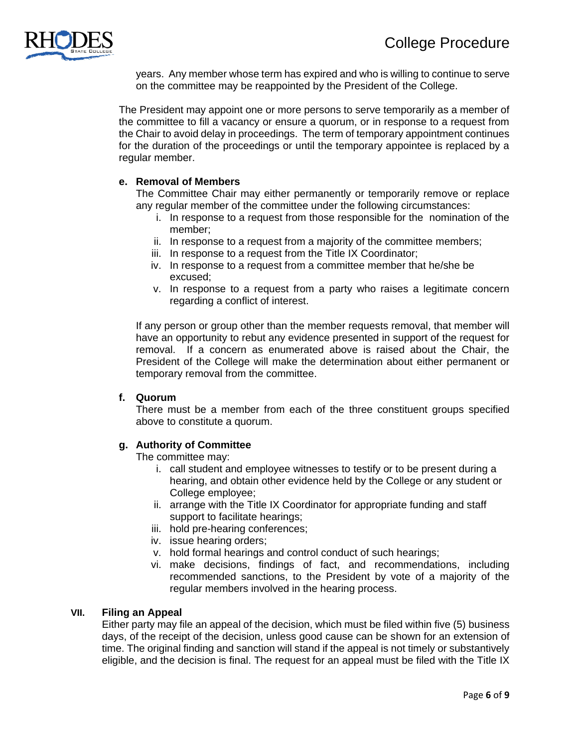years. Any member whose term has expired and who is willing to continue to serve on the committee may be reappointed by the President of the College.

The President may appoint one or more persons to serve temporarily as a member of the committee to fill a vacancy or ensure a quorum, or in response to a request from the Chair to avoid delay in proceedings. The term of temporary appointment continues for the duration of the proceedings or until the temporary appointee is replaced by a regular member.

**e. Removal of Members**

The Committee Chair may either permanently or temporarily remove or replace any regular member of the committee under the following circumstances:

i. In response to a request from those responsible for the nomination of the member;
ii. In response to a request from a majority of the committee members;
iii. In response to a request from the Title IX Coordinator;
iv. In response to a request from a committee member that he/she be excused;
v. In response to a request from a party who raises a legitimate concern regarding a conflict of interest.

If any person or group other than the member requests removal, that member will have an opportunity to rebut any evidence presented in support of the request for removal. If a concern as enumerated above is raised about the Chair, the President of the College will make the determination about either permanent or temporary removal from the committee.

**f. Quorum**

There must be a member from each of the three constituent groups specified above to constitute a quorum.

**g. Authority of Committee**

The committee may:

i. call student and employee witnesses to testify or to be present during a hearing, and obtain other evidence held by the College or any student or College employee;
ii. arrange with the Title IX Coordinator for appropriate funding and staff support to facilitate hearings;
iii. hold pre-hearing conferences;
iv. issue hearing orders;
v. hold formal hearings and control conduct of such hearings;
vi. make decisions, findings of fact, and recommendations, including recommended sanctions, to the President by vote of a majority of the regular members involved in the hearing process.

## VII. Filing an Appeal

Either party may file an appeal of the decision, which must be filed within five (5) business days, of the receipt of the decision, unless good cause can be shown for an extension of time. The original finding and sanction will stand if the appeal is not timely or substantively eligible, and the decision is final. The request for an appeal must be filed with the Title IX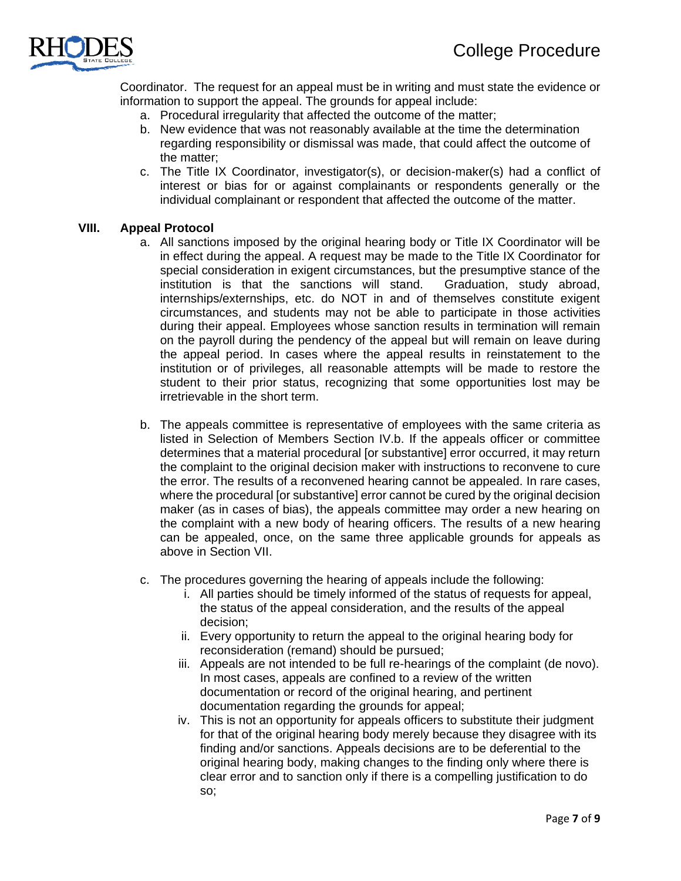Coordinator. The request for an appeal must be in writing and must state the evidence or information to support the appeal. The grounds for appeal include:

a. Procedural irregularity that affected the outcome of the matter;
b. New evidence that was not reasonably available at the time the determination regarding responsibility or dismissal was made, that could affect the outcome of the matter;
c. The Title IX Coordinator, investigator(s), or decision-maker(s) had a conflict of interest or bias for or against complainants or respondents generally or the individual complainant or respondent that affected the outcome of the matter.

## VIII. Appeal Protocol

a. All sanctions imposed by the original hearing body or Title IX Coordinator will be in effect during the appeal. A request may be made to the Title IX Coordinator for special consideration in exigent circumstances, but the presumptive stance of the institution is that the sanctions will stand. Graduation, study abroad, internships/externships, etc. do NOT in and of themselves constitute exigent circumstances, and students may not be able to participate in those activities during their appeal. Employees whose sanction results in termination will remain on the payroll during the pendency of the appeal but will remain on leave during the appeal period. In cases where the appeal results in reinstatement to the institution or of privileges, all reasonable attempts will be made to restore the student to their prior status, recognizing that some opportunities lost may be irretrievable in the short term.

b. The appeals committee is representative of employees with the same criteria as listed in Selection of Members Section IV.b. If the appeals officer or committee determines that a material procedural [or substantive] error occurred, it may return the complaint to the original decision maker with instructions to reconvene to cure the error. The results of a reconvened hearing cannot be appealed. In rare cases, where the procedural [or substantive] error cannot be cured by the original decision maker (as in cases of bias), the appeals committee may order a new hearing on the complaint with a new body of hearing officers. The results of a new hearing can be appealed, once, on the same three applicable grounds for appeals as above in Section VII.

c. The procedures governing the hearing of appeals include the following:
    i. All parties should be timely informed of the status of requests for appeal, the status of the appeal consideration, and the results of the appeal decision;
    ii. Every opportunity to return the appeal to the original hearing body for reconsideration (remand) should be pursued;
    iii. Appeals are not intended to be full re-hearings of the complaint (de novo). In most cases, appeals are confined to a review of the written documentation or record of the original hearing, and pertinent documentation regarding the grounds for appeal;
    iv. This is not an opportunity for appeals officers to substitute their judgment for that of the original hearing body merely because they disagree with its finding and/or sanctions. Appeals decisions are to be deferential to the original hearing body, making changes to the finding only where there is clear error and to sanction only if there is a compelling justification to do so;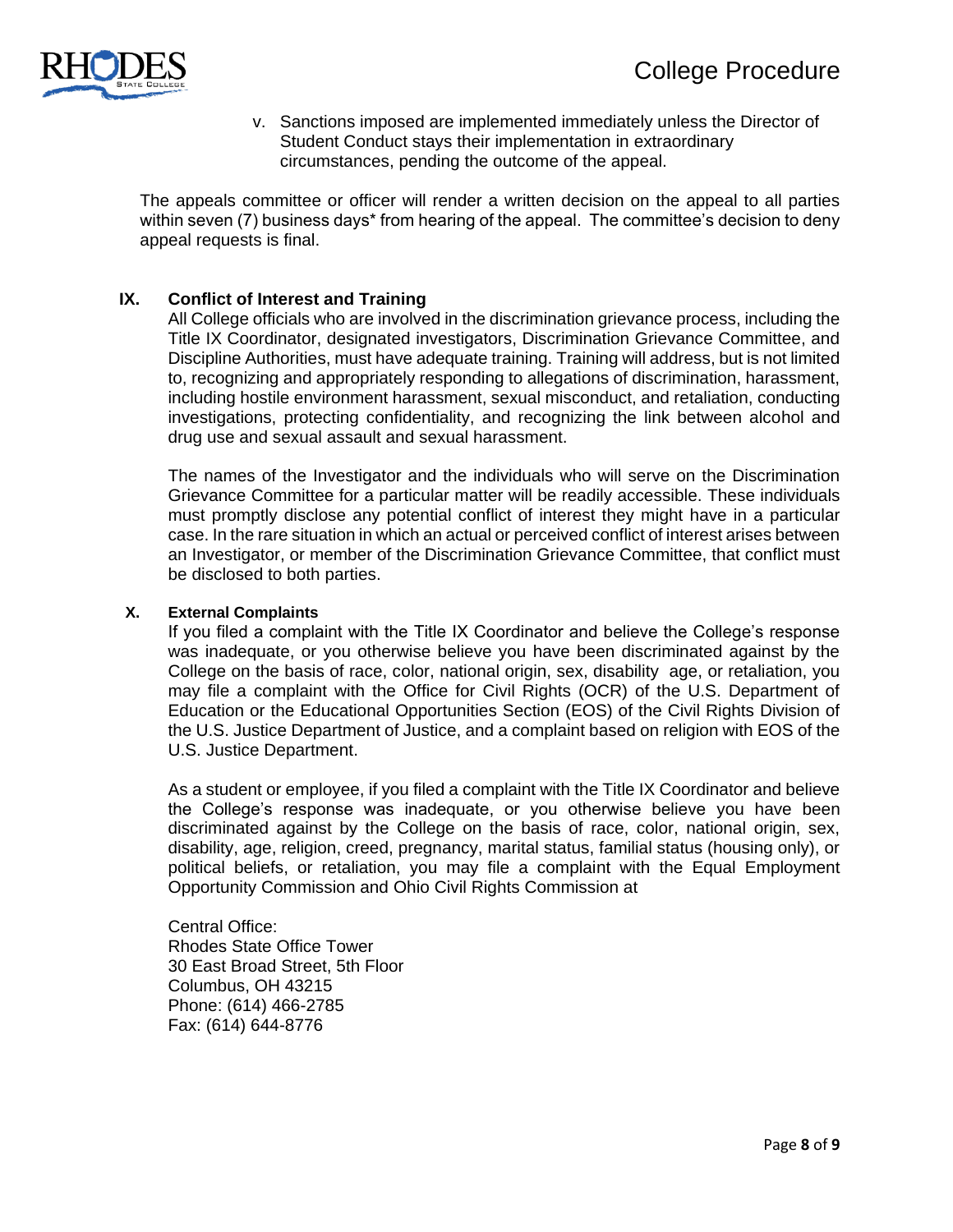v. Sanctions imposed are implemented immediately unless the Director of Student Conduct stays their implementation in extraordinary circumstances, pending the outcome of the appeal.

The appeals committee or officer will render a written decision on the appeal to all parties within seven (7) business days* from hearing of the appeal. The committee's decision to deny appeal requests is final.

## IX. Conflict of Interest and Training

All College officials who are involved in the discrimination grievance process, including the Title IX Coordinator, designated investigators, Discrimination Grievance Committee, and Discipline Authorities, must have adequate training. Training will address, but is not limited to, recognizing and appropriately responding to allegations of discrimination, harassment, including hostile environment harassment, sexual misconduct, and retaliation, conducting investigations, protecting confidentiality, and recognizing the link between alcohol and drug use and sexual assault and sexual harassment.

The names of the Investigator and the individuals who will serve on the Discrimination Grievance Committee for a particular matter will be readily accessible. These individuals must promptly disclose any potential conflict of interest they might have in a particular case. In the rare situation in which an actual or perceived conflict of interest arises between an Investigator, or member of the Discrimination Grievance Committee, that conflict must be disclosed to both parties.

## X. External Complaints

If you filed a complaint with the Title IX Coordinator and believe the College's response was inadequate, or you otherwise believe you have been discriminated against by the College on the basis of race, color, national origin, sex, disability age, or retaliation, you may file a complaint with the Office for Civil Rights (OCR) of the U.S. Department of Education or the Educational Opportunities Section (EOS) of the Civil Rights Division of the U.S. Justice Department of Justice, and a complaint based on religion with EOS of the U.S. Justice Department.

As a student or employee, if you filed a complaint with the Title IX Coordinator and believe the College's response was inadequate, or you otherwise believe you have been discriminated against by the College on the basis of race, color, national origin, sex, disability, age, religion, creed, pregnancy, marital status, familial status (housing only), or political beliefs, or retaliation, you may file a complaint with the Equal Employment Opportunity Commission and Ohio Civil Rights Commission at

Central Office:
Rhodes State Office Tower
30 East Broad Street, 5th Floor
Columbus, OH 43215
Phone: (614) 466-2785
Fax: (614) 644-8776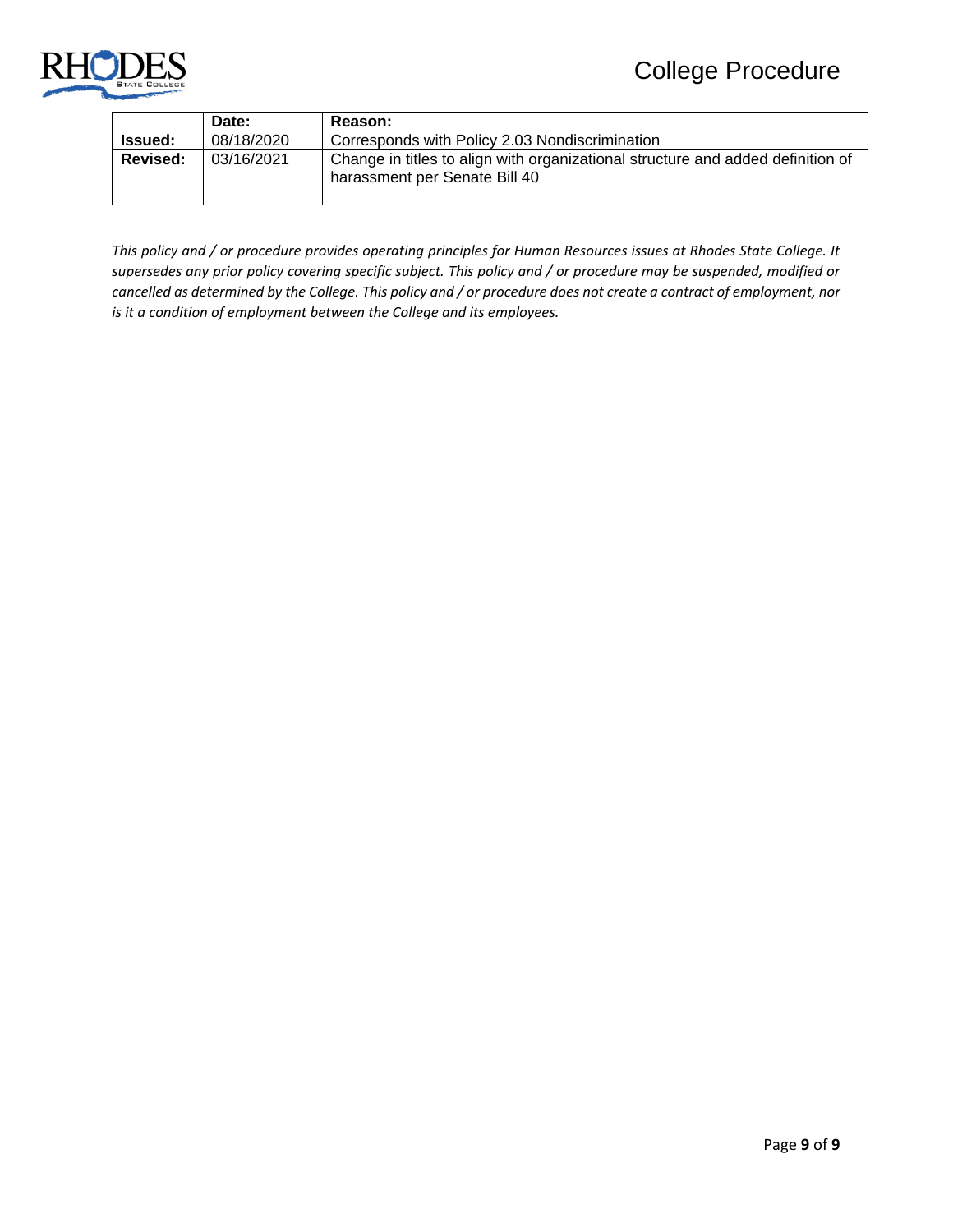| | Date: | Reason: |
|---|---|---|
| **Issued:** | 08/18/2020 | Corresponds with Policy 2.03 Nondiscrimination |
| **Revised:** | 03/16/2021 | Change in titles to align with organizational structure and added definition of harassment per Senate Bill 40 |
| | | |

*This policy and / or procedure provides operating principles for Human Resources issues at Rhodes State College. It supersedes any prior policy covering specific subject. This policy and / or procedure may be suspended, modified or cancelled as determined by the College. This policy and / or procedure does not create a contract of employment, nor is it a condition of employment between the College and its employees.*